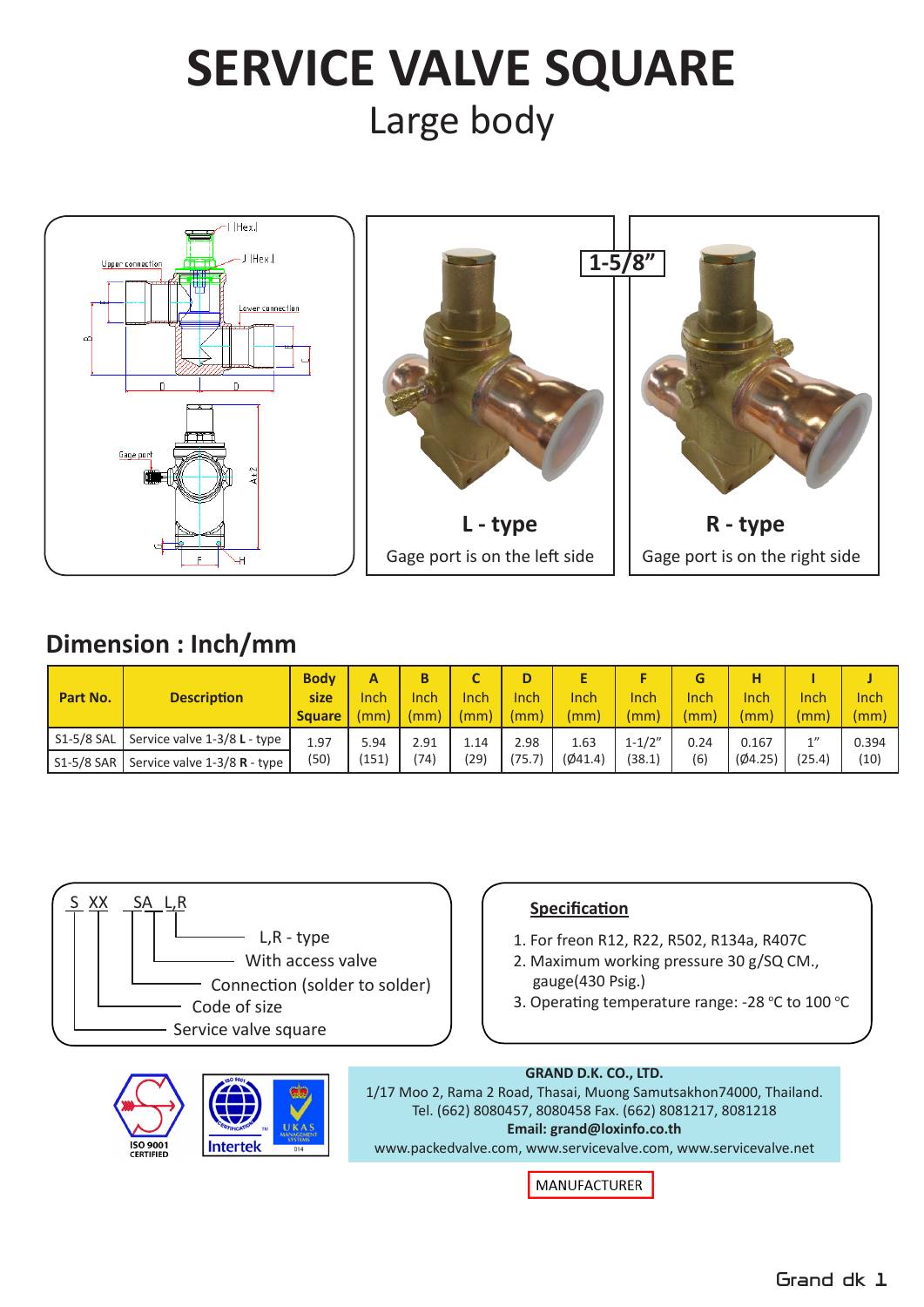# SERVICE VALVE SQUARE

## Large body

1-5/8"

**L - type**

Gage port is on the left side

**R - type**

Gage port is on the right side

## Dimension : Inch/mm

| Part No. | Description | Body size Square | A Inch (mm) | B Inch (mm) | C Inch (mm) | D Inch (mm) | E Inch (mm) | F Inch (mm) | G Inch (mm) | H Inch (mm) | I Inch (mm) | J Inch (mm) |
|---|---|---|---|---|---|---|---|---|---|---|---|---|
| S1-5/8 SAL | Service valve 1-3/8 **L** - type | 1.97 (50) | 5.94 (151) | 2.91 (74) | 1.14 (29) | 2.98 (75.7) | 1.63 (Ø41.4) | 1-1/2" (38.1) | 0.24 (6) | 0.167 (Ø4.25) | 1" (25.4) | 0.394 (10) |
| S1-5/8 SAR | Service valve 1-3/8 **R** - type | | | | | | | | | | | |

S XX SA L,R

- L,R - type
- With access valve
- Connection (solder to solder)
- Code of size
- Service valve square

**Specification**

1. For freon R12, R22, R502, R134a, R407C
2. Maximum working pressure 30 g/SQ CM., gauge(430 Psig.)
3. Operating temperature range: -28 °C to 100 °C

ISO 9001 CERTIFIED

Intertek

**GRAND D.K. CO., LTD.**
1/17 Moo 2, Rama 2 Road, Thasai, Muong Samutsakhon74000, Thailand.
Tel. (662) 8080457, 8080458 Fax. (662) 8081217, 8081218
**Email: grand@loxinfo.co.th**
www.packedvalve.com, www.servicevalve.com, www.servicevalve.net

MANUFACTURER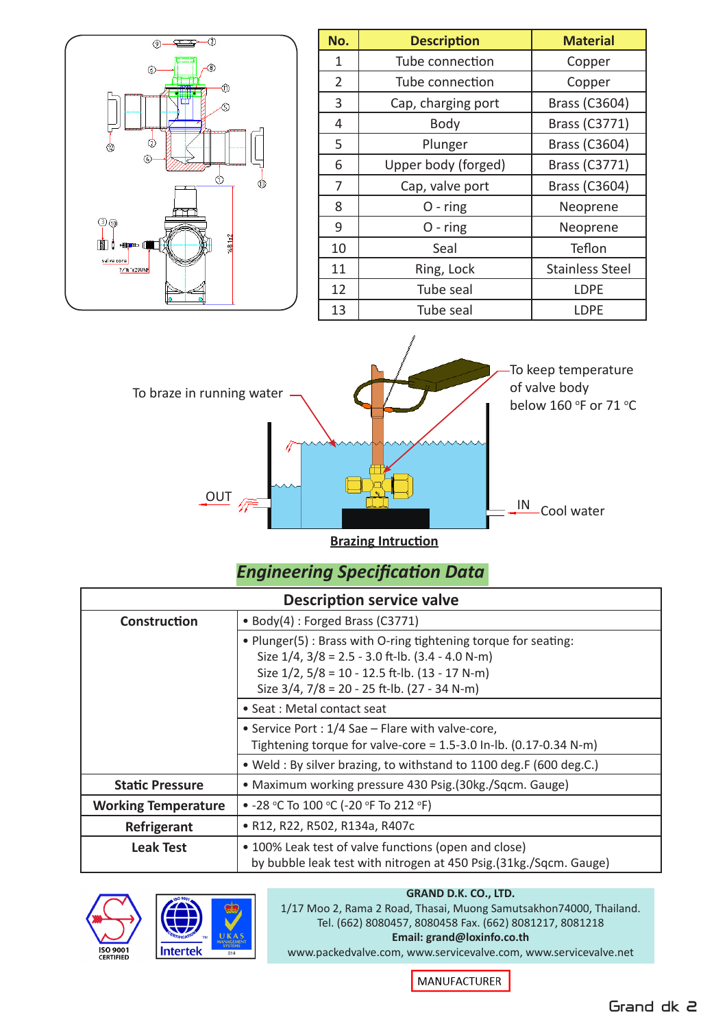| No. | Description | Material |
|---|---|---|
| 1 | Tube connection | Copper |
| 2 | Tube connection | Copper |
| 3 | Cap, charging port | Brass (C3604) |
| 4 | Body | Brass (C3771) |
| 5 | Plunger | Brass (C3604) |
| 6 | Upper body (forged) | Brass (C3771) |
| 7 | Cap, valve port | Brass (C3604) |
| 8 | O - ring | Neoprene |
| 9 | O - ring | Neoprene |
| 10 | Seal | Teflon |
| 11 | Ring, Lock | Stainless Steel |
| 12 | Tube seal | LDPE |
| 13 | Tube seal | LDPE |

To braze in running water

To keep temperature of valve body below 160 °F or 71 °C

OUT

IN

Cool water

**Brazing Intruction**

## *Engineering Specification Data*

| Description service valve | |
|---|---|
| **Construction** | • Body(4) : Forged Brass (C3771) |
| | • Plunger(5) : Brass with O-ring tightening torque for seating:<br>Size 1/4, 3/8 = 2.5 - 3.0 ft-lb. (3.4 - 4.0 N-m)<br>Size 1/2, 5/8 = 10 - 12.5 ft-lb. (13 - 17 N-m)<br>Size 3/4, 7/8 = 20 - 25 ft-lb. (27 - 34 N-m) |
| | • Seat : Metal contact seat |
| | • Service Port : 1/4 Sae – Flare with valve-core,<br>Tightening torque for valve-core = 1.5-3.0 In-lb. (0.17-0.34 N-m) |
| | • Weld : By silver brazing, to withstand to 1100 deg.F (600 deg.C.) |
| **Static Pressure** | • Maximum working pressure 430 Psig.(30kg./Sqcm. Gauge) |
| **Working Temperature** | • -28 °C To 100 °C (-20 °F To 212 °F) |
| **Refrigerant** | • R12, R22, R502, R134a, R407c |
| **Leak Test** | • 100% Leak test of valve functions (open and close)<br>by bubble leak test with nitrogen at 450 Psig.(31kg./Sqcm. Gauge) |

ISO 9001 CERTIFIED

Intertek

**GRAND D.K. CO., LTD.**
1/17 Moo 2, Rama 2 Road, Thasai, Muong Samutsakhon74000, Thailand.
Tel. (662) 8080457, 8080458 Fax. (662) 8081217, 8081218
**Email: grand@loxinfo.co.th**
www.packedvalve.com, www.servicevalve.com, www.servicevalve.net

MANUFACTURER

Grand dk